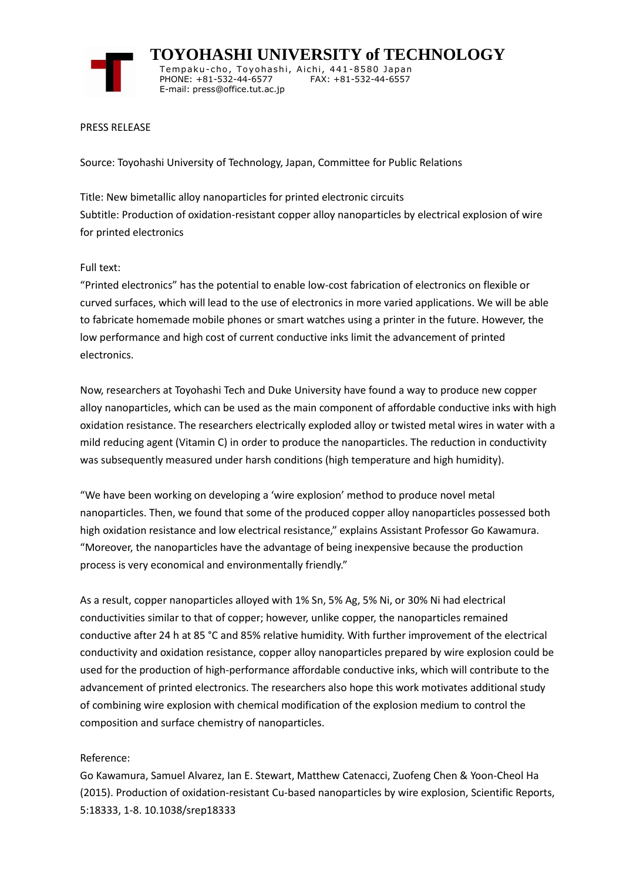# TOYOHASHI UNIVERSITY of TECHNOLOGY

Tempaku-cho, Toyohashi, Aichi, 441-8580 Japan
PHONE: +81-532-44-6577 FAX: +81-532-44-6557
E-mail: press@office.tut.ac.jp

PRESS RELEASE

Source: Toyohashi University of Technology, Japan, Committee for Public Relations

Title: New bimetallic alloy nanoparticles for printed electronic circuits
Subtitle: Production of oxidation-resistant copper alloy nanoparticles by electrical explosion of wire for printed electronics

Full text:
"Printed electronics" has the potential to enable low-cost fabrication of electronics on flexible or curved surfaces, which will lead to the use of electronics in more varied applications. We will be able to fabricate homemade mobile phones or smart watches using a printer in the future. However, the low performance and high cost of current conductive inks limit the advancement of printed electronics.

Now, researchers at Toyohashi Tech and Duke University have found a way to produce new copper alloy nanoparticles, which can be used as the main component of affordable conductive inks with high oxidation resistance. The researchers electrically exploded alloy or twisted metal wires in water with a mild reducing agent (Vitamin C) in order to produce the nanoparticles. The reduction in conductivity was subsequently measured under harsh conditions (high temperature and high humidity).

"We have been working on developing a 'wire explosion' method to produce novel metal nanoparticles. Then, we found that some of the produced copper alloy nanoparticles possessed both high oxidation resistance and low electrical resistance," explains Assistant Professor Go Kawamura. "Moreover, the nanoparticles have the advantage of being inexpensive because the production process is very economical and environmentally friendly."

As a result, copper nanoparticles alloyed with 1% Sn, 5% Ag, 5% Ni, or 30% Ni had electrical conductivities similar to that of copper; however, unlike copper, the nanoparticles remained conductive after 24 h at 85 °C and 85% relative humidity. With further improvement of the electrical conductivity and oxidation resistance, copper alloy nanoparticles prepared by wire explosion could be used for the production of high-performance affordable conductive inks, which will contribute to the advancement of printed electronics. The researchers also hope this work motivates additional study of combining wire explosion with chemical modification of the explosion medium to control the composition and surface chemistry of nanoparticles.

Reference:
Go Kawamura, Samuel Alvarez, Ian E. Stewart, Matthew Catenacci, Zuofeng Chen & Yoon-Cheol Ha (2015). Production of oxidation-resistant Cu-based nanoparticles by wire explosion, Scientific Reports, 5:18333, 1-8. 10.1038/srep18333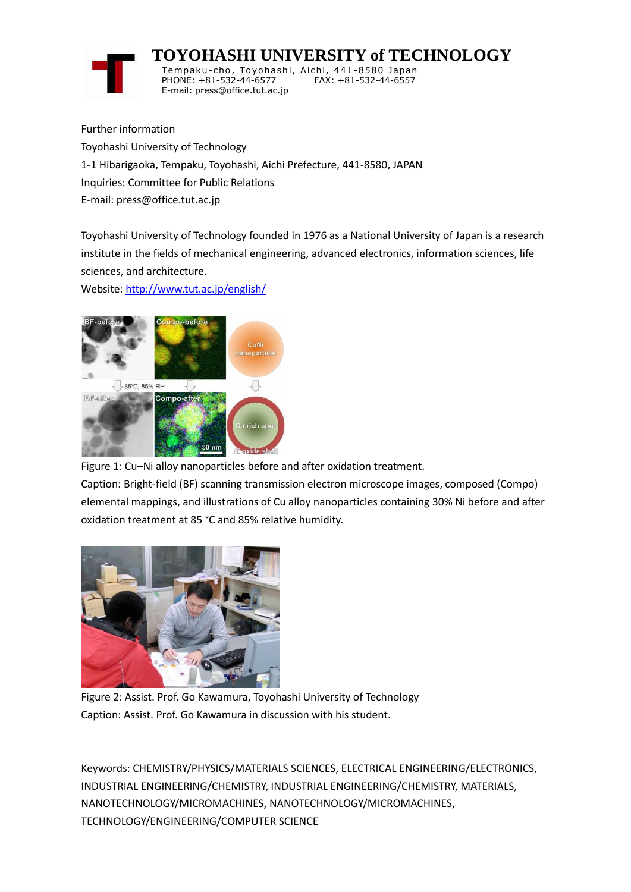# TOYOHASHI UNIVERSITY of TECHNOLOGY

Tempaku-cho, Toyohashi, Aichi, 441-8580 Japan
PHONE: +81-532-44-6577 FAX: +81-532-44-6557
E-mail: press@office.tut.ac.jp

Further information
Toyohashi University of Technology
1-1 Hibarigaoka, Tempaku, Toyohashi, Aichi Prefecture, 441-8580, JAPAN
Inquiries: Committee for Public Relations
E-mail: press@office.tut.ac.jp

Toyohashi University of Technology founded in 1976 as a National University of Japan is a research institute in the fields of mechanical engineering, advanced electronics, information sciences, life sciences, and architecture.
Website: [http://www.tut.ac.jp/english/](http://www.tut.ac.jp/english/)

Figure 1: Cu–Ni alloy nanoparticles before and after oxidation treatment.
Caption: Bright-field (BF) scanning transmission electron microscope images, composed (Compo) elemental mappings, and illustrations of Cu alloy nanoparticles containing 30% Ni before and after oxidation treatment at 85 °C and 85% relative humidity.

Figure 2: Assist. Prof. Go Kawamura, Toyohashi University of Technology
Caption: Assist. Prof. Go Kawamura in discussion with his student.

Keywords: CHEMISTRY/PHYSICS/MATERIALS SCIENCES, ELECTRICAL ENGINEERING/ELECTRONICS, INDUSTRIAL ENGINEERING/CHEMISTRY, INDUSTRIAL ENGINEERING/CHEMISTRY, MATERIALS, NANOTECHNOLOGY/MICROMACHINES, NANOTECHNOLOGY/MICROMACHINES, TECHNOLOGY/ENGINEERING/COMPUTER SCIENCE